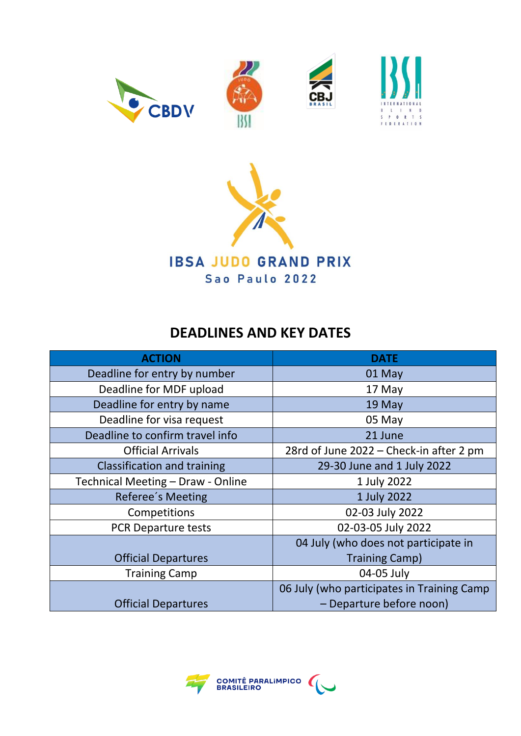# IBSA JUDO GRAND PRIX

## Sao Paulo 2022

## DEADLINES AND KEY DATES

| ACTION | DATE |
|---|---|
| Deadline for entry by number | 01 May |
| Deadline for MDF upload | 17 May |
| Deadline for entry by name | 19 May |
| Deadline for visa request | 05 May |
| Deadline to confirm travel info | 21 June |
| Official Arrivals | 28rd of June 2022 – Check-in after 2 pm |
| Classification and training | 29-30 June and 1 July 2022 |
| Technical Meeting – Draw - Online | 1 July 2022 |
| Referee´s Meeting | 1 July 2022 |
| Competitions | 02-03 July 2022 |
| PCR Departure tests | 02-03-05 July 2022 |
| Official Departures | 04 July (who does not participate in Training Camp) |
| Training Camp | 04-05 July |
| Official Departures | 06 July (who participates in Training Camp – Departure before noon) |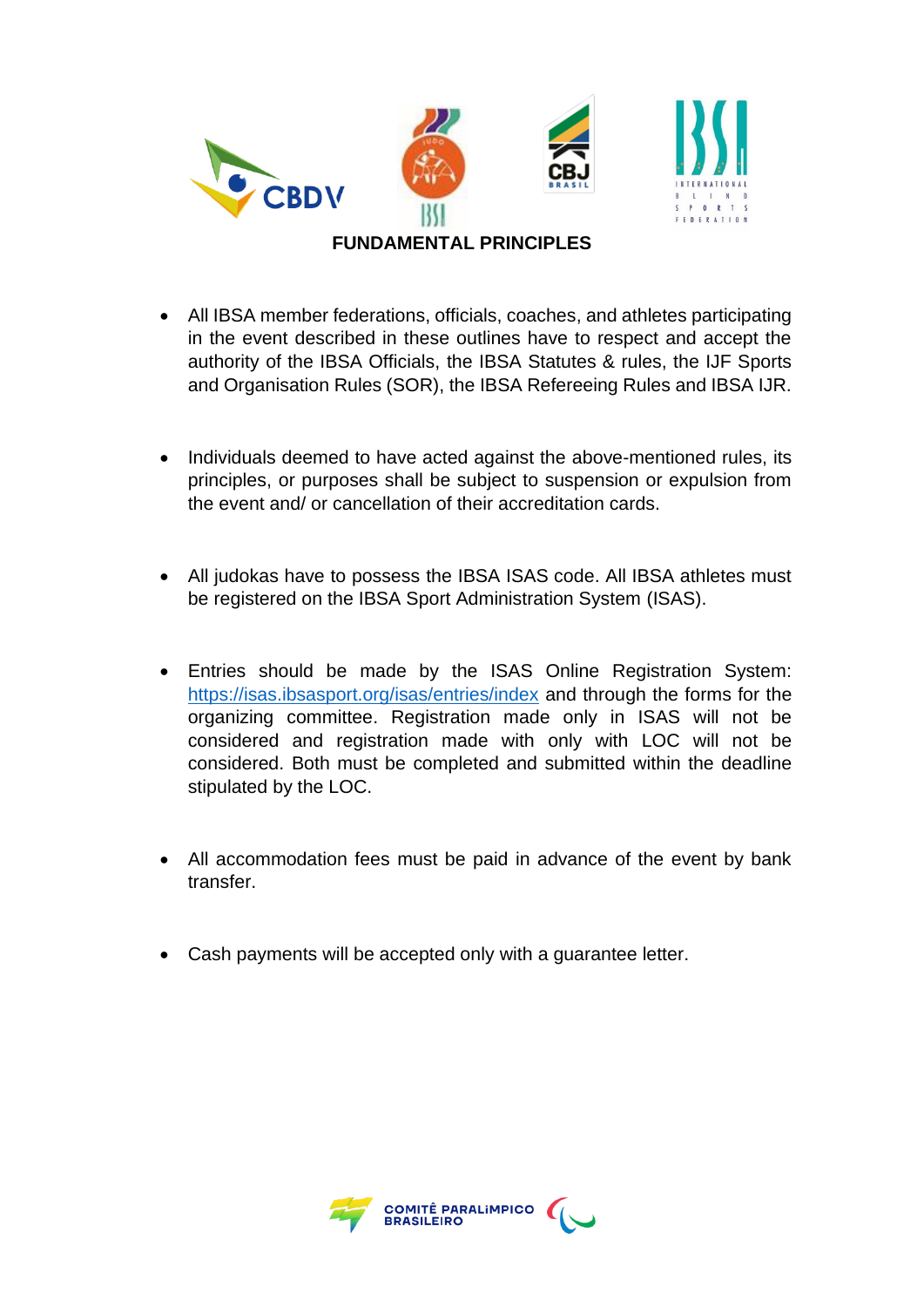## FUNDAMENTAL PRINCIPLES

- All IBSA member federations, officials, coaches, and athletes participating in the event described in these outlines have to respect and accept the authority of the IBSA Officials, the IBSA Statutes & rules, the IJF Sports and Organisation Rules (SOR), the IBSA Refereeing Rules and IBSA IJR.

- Individuals deemed to have acted against the above-mentioned rules, its principles, or purposes shall be subject to suspension or expulsion from the event and/ or cancellation of their accreditation cards.

- All judokas have to possess the IBSA ISAS code. All IBSA athletes must be registered on the IBSA Sport Administration System (ISAS).

- Entries should be made by the ISAS Online Registration System: [https://isas.ibsasport.org/isas/entries/index](https://isas.ibsasport.org/isas/entries/index) and through the forms for the organizing committee. Registration made only in ISAS will not be considered and registration made with only with LOC will not be considered. Both must be completed and submitted within the deadline stipulated by the LOC.

- All accommodation fees must be paid in advance of the event by bank transfer.

- Cash payments will be accepted only with a guarantee letter.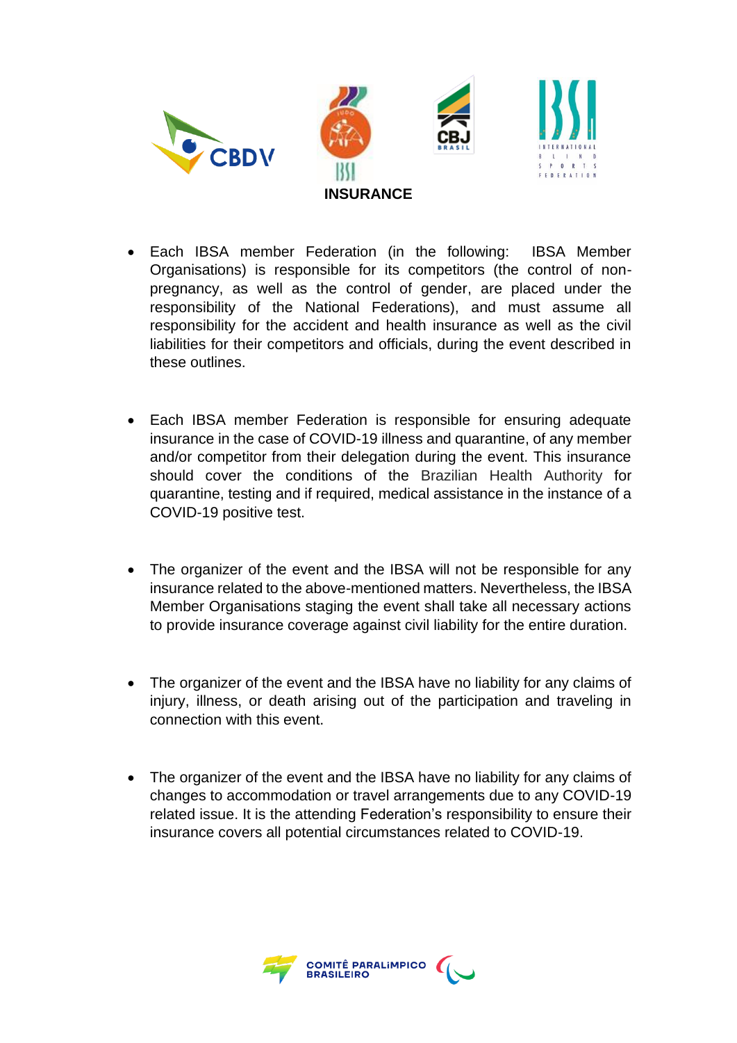# INSURANCE

- Each IBSA member Federation (in the following: IBSA Member Organisations) is responsible for its competitors (the control of non-pregnancy, as well as the control of gender, are placed under the responsibility of the National Federations), and must assume all responsibility for the accident and health insurance as well as the civil liabilities for their competitors and officials, during the event described in these outlines.

- Each IBSA member Federation is responsible for ensuring adequate insurance in the case of COVID-19 illness and quarantine, of any member and/or competitor from their delegation during the event. This insurance should cover the conditions of the Brazilian Health Authority for quarantine, testing and if required, medical assistance in the instance of a COVID-19 positive test.

- The organizer of the event and the IBSA will not be responsible for any insurance related to the above-mentioned matters. Nevertheless, the IBSA Member Organisations staging the event shall take all necessary actions to provide insurance coverage against civil liability for the entire duration.

- The organizer of the event and the IBSA have no liability for any claims of injury, illness, or death arising out of the participation and traveling in connection with this event.

- The organizer of the event and the IBSA have no liability for any claims of changes to accommodation or travel arrangements due to any COVID-19 related issue. It is the attending Federation's responsibility to ensure their insurance covers all potential circumstances related to COVID-19.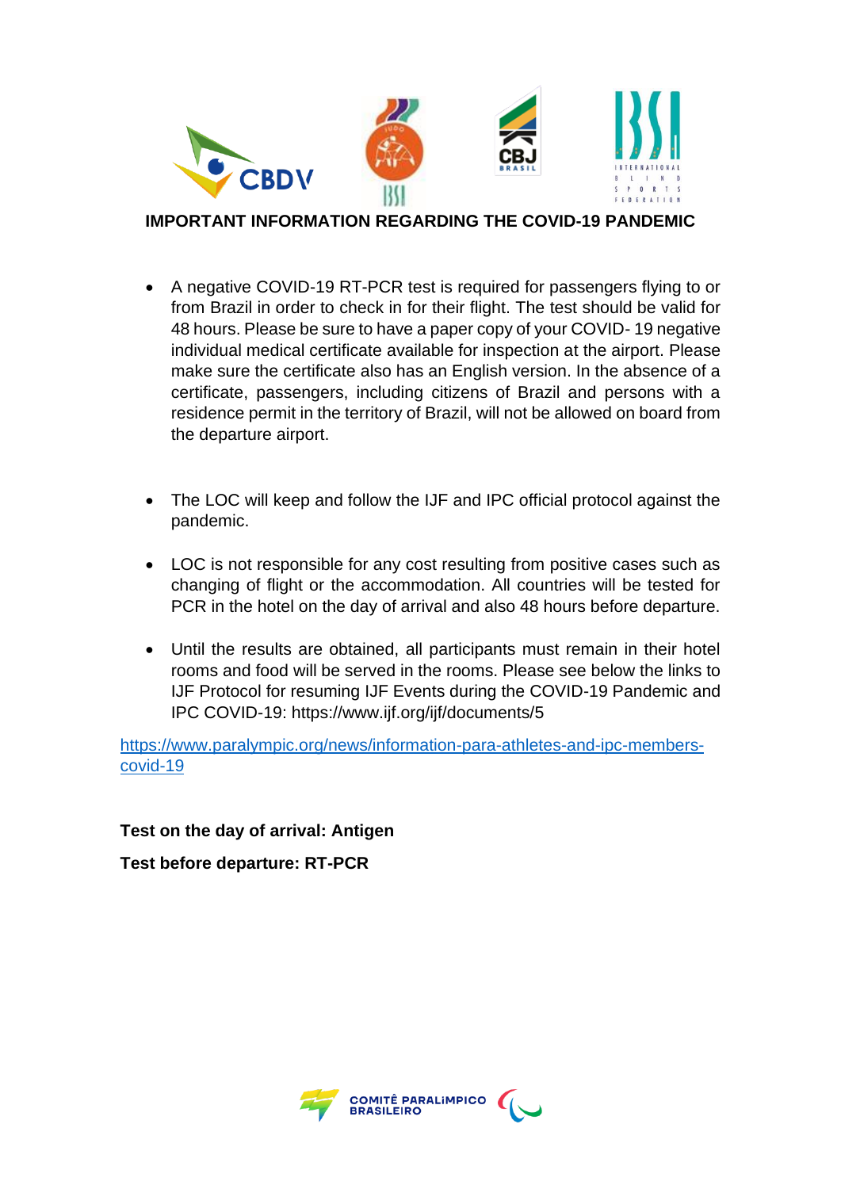## IMPORTANT INFORMATION REGARDING THE COVID-19 PANDEMIC

- A negative COVID-19 RT-PCR test is required for passengers flying to or from Brazil in order to check in for their flight. The test should be valid for 48 hours. Please be sure to have a paper copy of your COVID- 19 negative individual medical certificate available for inspection at the airport. Please make sure the certificate also has an English version. In the absence of a certificate, passengers, including citizens of Brazil and persons with a residence permit in the territory of Brazil, will not be allowed on board from the departure airport.

- The LOC will keep and follow the IJF and IPC official protocol against the pandemic.

- LOC is not responsible for any cost resulting from positive cases such as changing of flight or the accommodation. All countries will be tested for PCR in the hotel on the day of arrival and also 48 hours before departure.

- Until the results are obtained, all participants must remain in their hotel rooms and food will be served in the rooms. Please see below the links to IJF Protocol for resuming IJF Events during the COVID-19 Pandemic and IPC COVID-19: https://www.ijf.org/ijf/documents/5

https://www.paralympic.org/news/information-para-athletes-and-ipc-members-covid-19

**Test on the day of arrival: Antigen**

**Test before departure: RT-PCR**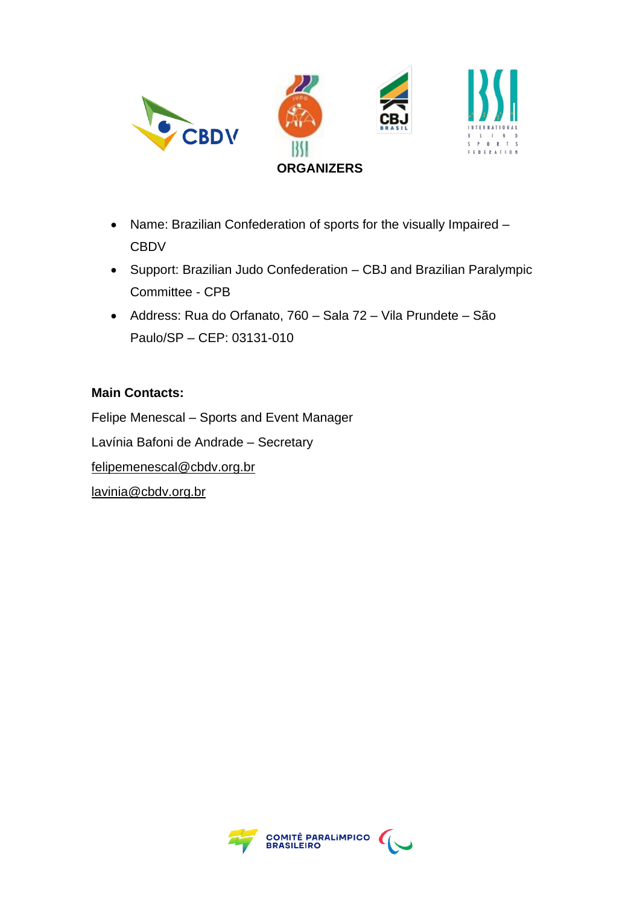## ORGANIZERS

- Name: Brazilian Confederation of sports for the visually Impaired – CBDV
- Support: Brazilian Judo Confederation – CBJ and Brazilian Paralympic Committee - CPB
- Address: Rua do Orfanato, 760 – Sala 72 – Vila Prundete – São Paulo/SP – CEP: 03131-010

**Main Contacts:**

Felipe Menescal – Sports and Event Manager

Lavínia Bafoni de Andrade – Secretary

felipemenescal@cbdv.org.br

lavinia@cbdv.org.br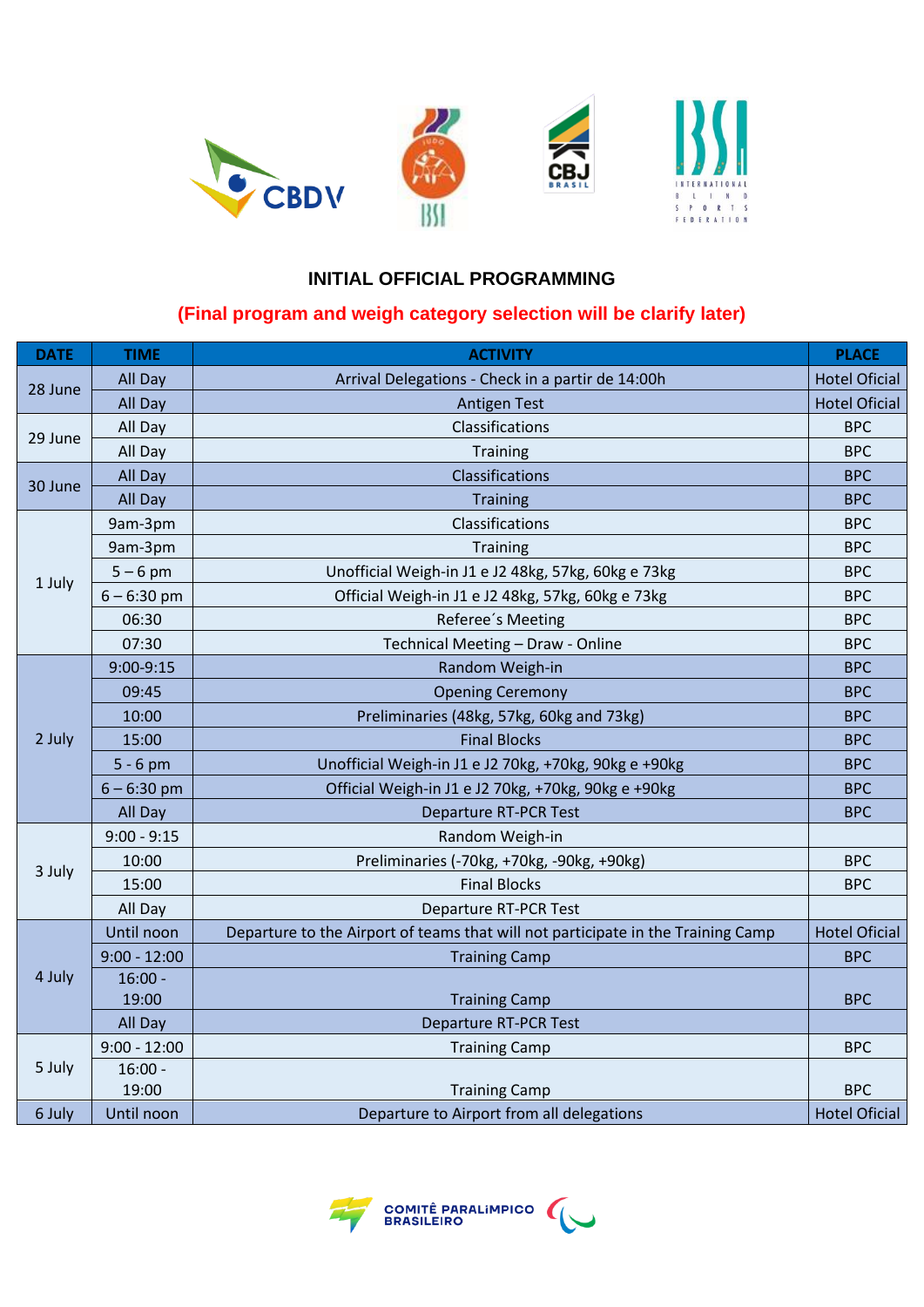## INITIAL OFFICIAL PROGRAMMING

**(Final program and weigh category selection will be clarify later)**

| DATE | TIME | ACTIVITY | PLACE |
|---|---|---|---|
| 28 June | All Day | Arrival Delegations - Check in a partir de 14:00h | Hotel Oficial |
| | All Day | Antigen Test | Hotel Oficial |
| 29 June | All Day | Classifications | BPC |
| | All Day | Training | BPC |
| 30 June | All Day | Classifications | BPC |
| | All Day | Training | BPC |
| 1 July | 9am-3pm | Classifications | BPC |
| | 9am-3pm | Training | BPC |
| | 5 – 6 pm | Unofficial Weigh-in J1 e J2 48kg, 57kg, 60kg e 73kg | BPC |
| | 6 – 6:30 pm | Official Weigh-in J1 e J2 48kg, 57kg, 60kg e 73kg | BPC |
| | 06:30 | Referee´s Meeting | BPC |
| | 07:30 | Technical Meeting – Draw - Online | BPC |
| 2 July | 9:00-9:15 | Random Weigh-in | BPC |
| | 09:45 | Opening Ceremony | BPC |
| | 10:00 | Preliminaries (48kg, 57kg, 60kg and 73kg) | BPC |
| | 15:00 | Final Blocks | BPC |
| | 5 - 6 pm | Unofficial Weigh-in J1 e J2 70kg, +70kg, 90kg e +90kg | BPC |
| | 6 – 6:30 pm | Official Weigh-in J1 e J2 70kg, +70kg, 90kg e +90kg | BPC |
| | All Day | Departure RT-PCR Test | BPC |
| 3 July | 9:00 - 9:15 | Random Weigh-in | |
| | 10:00 | Preliminaries (-70kg, +70kg, -90kg, +90kg) | BPC |
| | 15:00 | Final Blocks | BPC |
| | All Day | Departure RT-PCR Test | |
| 4 July | Until noon | Departure to the Airport of teams that will not participate in the Training Camp | Hotel Oficial |
| | 9:00 - 12:00 | Training Camp | BPC |
| | 16:00 - 19:00 | Training Camp | BPC |
| | All Day | Departure RT-PCR Test | |
| 5 July | 9:00 - 12:00 | Training Camp | BPC |
| | 16:00 - 19:00 | Training Camp | BPC |
| 6 July | Until noon | Departure to Airport from all delegations | Hotel Oficial |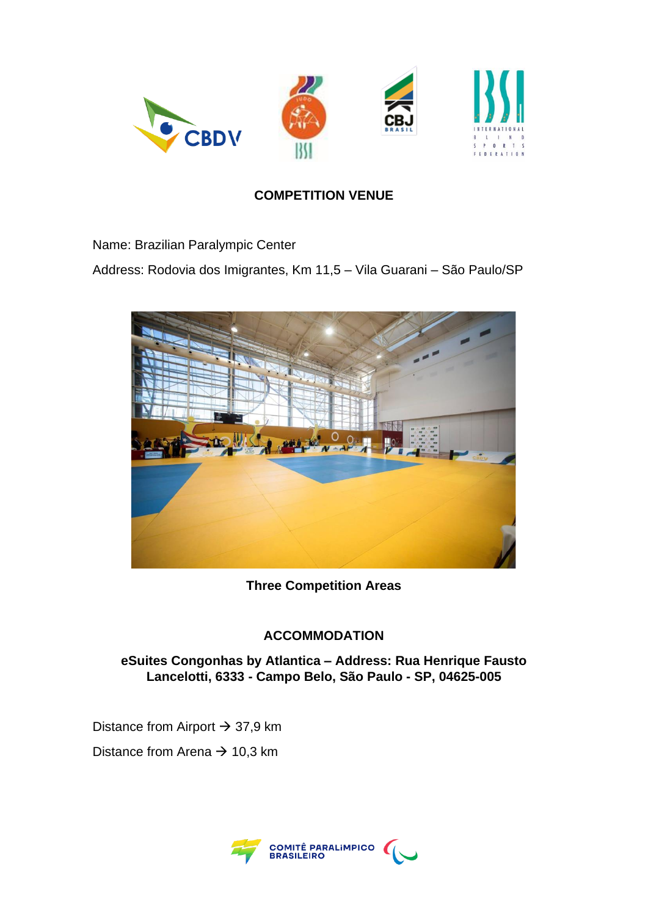## COMPETITION VENUE

Name: Brazilian Paralympic Center

Address: Rodovia dos Imigrantes, Km 11,5 – Vila Guarani – São Paulo/SP

**Three Competition Areas**

## ACCOMMODATION

**eSuites Congonhas by Atlantica – Address: Rua Henrique Fausto Lancelotti, 6333 - Campo Belo, São Paulo - SP, 04625-005**

Distance from Airport → 37,9 km

Distance from Arena → 10,3 km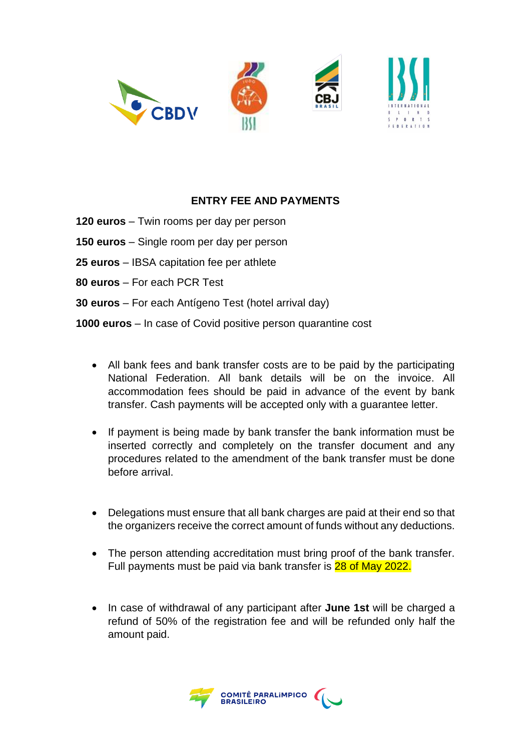## ENTRY FEE AND PAYMENTS

**120 euros** – Twin rooms per day per person

**150 euros** – Single room per day per person

**25 euros** – IBSA capitation fee per athlete

**80 euros** – For each PCR Test

**30 euros** – For each Antígeno Test (hotel arrival day)

**1000 euros** – In case of Covid positive person quarantine cost

- All bank fees and bank transfer costs are to be paid by the participating National Federation. All bank details will be on the invoice. All accommodation fees should be paid in advance of the event by bank transfer. Cash payments will be accepted only with a guarantee letter.

- If payment is being made by bank transfer the bank information must be inserted correctly and completely on the transfer document and any procedures related to the amendment of the bank transfer must be done before arrival.

- Delegations must ensure that all bank charges are paid at their end so that the organizers receive the correct amount of funds without any deductions.

- The person attending accreditation must bring proof of the bank transfer. Full payments must be paid via bank transfer is 28 of May 2022.

- In case of withdrawal of any participant after **June 1st** will be charged a refund of 50% of the registration fee and will be refunded only half the amount paid.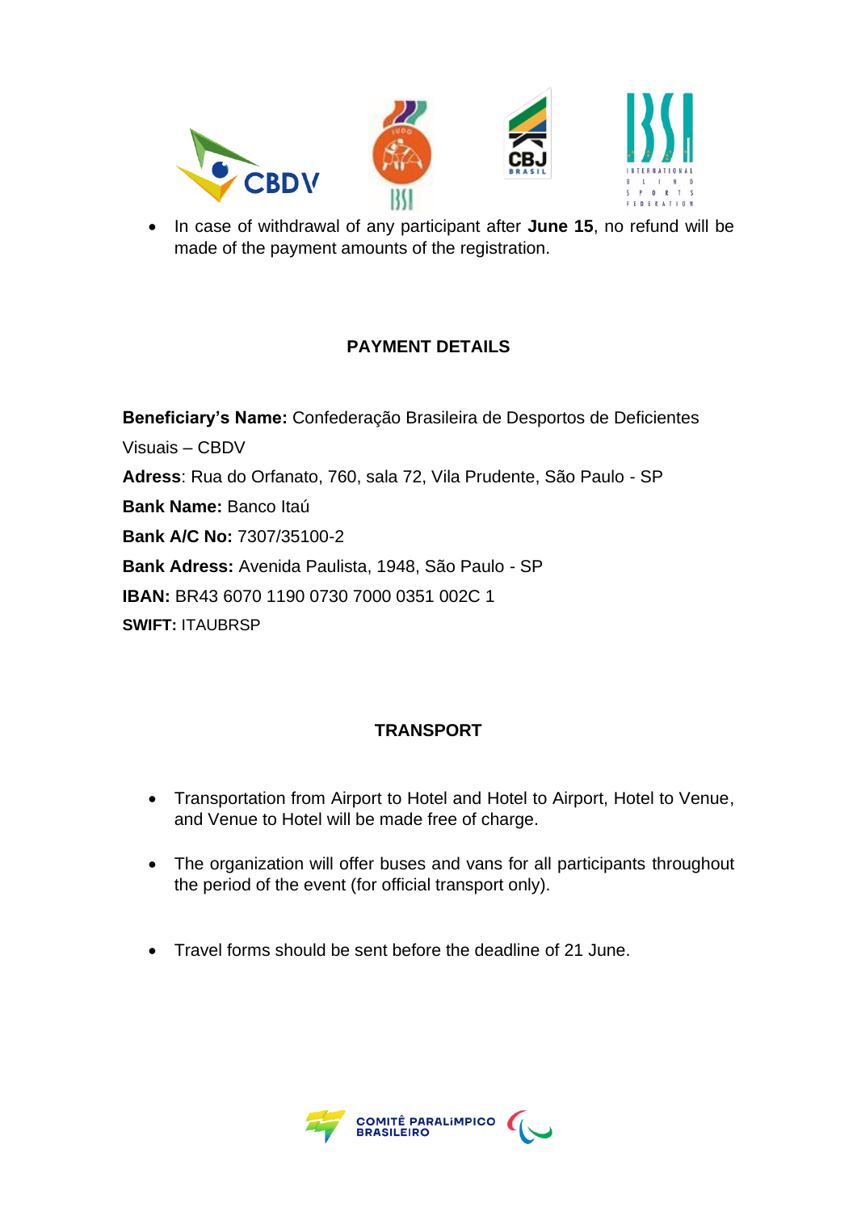- In case of withdrawal of any participant after **June 15**, no refund will be made of the payment amounts of the registration.

## PAYMENT DETAILS

**Beneficiary's Name:** Confederação Brasileira de Desportos de Deficientes Visuais – CBDV

**Adress**: Rua do Orfanato, 760, sala 72, Vila Prudente, São Paulo - SP

**Bank Name:** Banco Itaú

**Bank A/C No:** 7307/35100-2

**Bank Adress:** Avenida Paulista, 1948, São Paulo - SP

**IBAN:** BR43 6070 1190 0730 7000 0351 002C 1

**SWIFT:** ITAUBRSP

## TRANSPORT

- Transportation from Airport to Hotel and Hotel to Airport, Hotel to Venue, and Venue to Hotel will be made free of charge.
- The organization will offer buses and vans for all participants throughout the period of the event (for official transport only).
- Travel forms should be sent before the deadline of 21 June.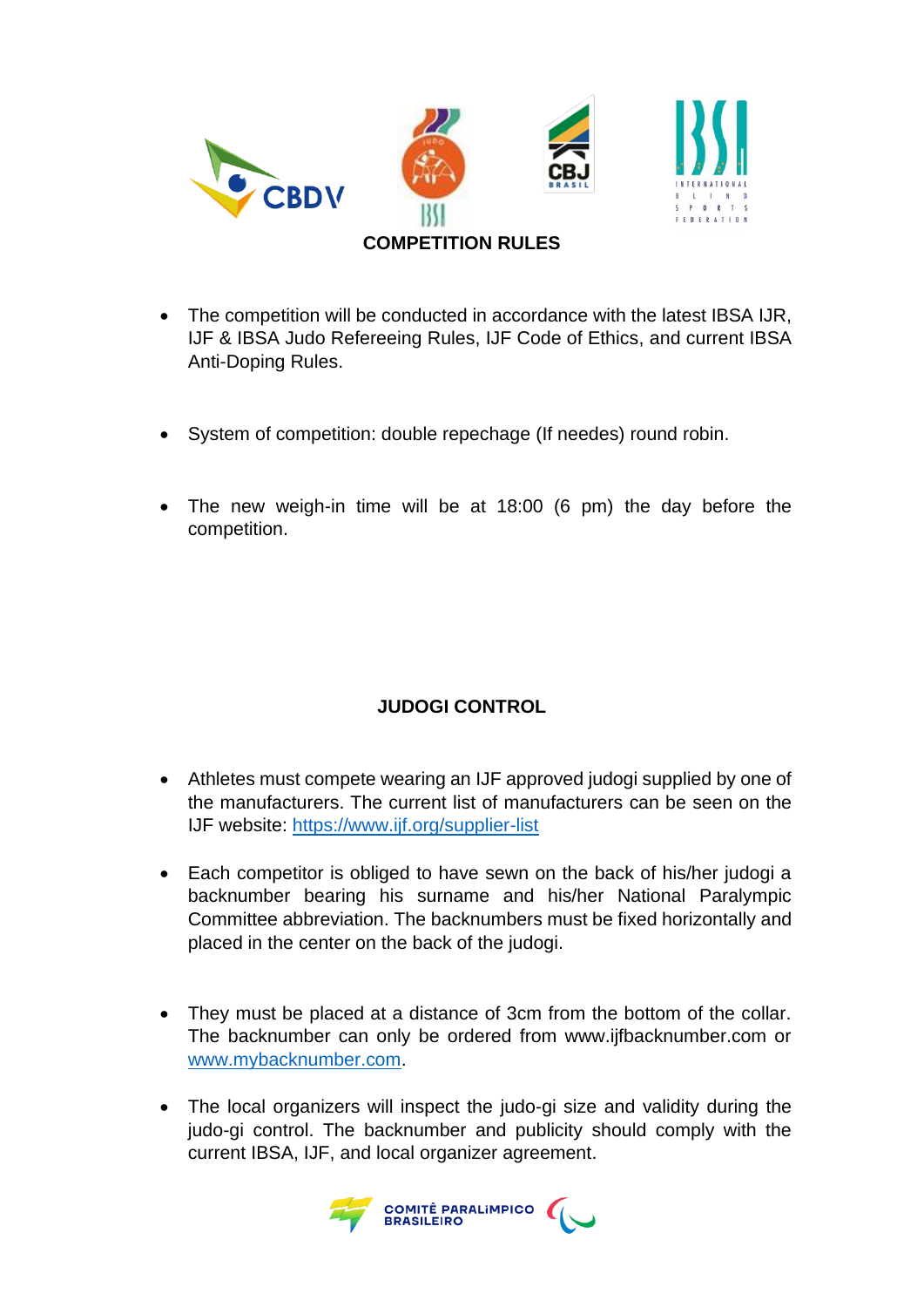## COMPETITION RULES

- The competition will be conducted in accordance with the latest IBSA IJR, IJF & IBSA Judo Refereeing Rules, IJF Code of Ethics, and current IBSA Anti-Doping Rules.

- System of competition: double repechage (If needes) round robin.

- The new weigh-in time will be at 18:00 (6 pm) the day before the competition.

## JUDOGI CONTROL

- Athletes must compete wearing an IJF approved judogi supplied by one of the manufacturers. The current list of manufacturers can be seen on the IJF website: https://www.ijf.org/supplier-list

- Each competitor is obliged to have sewn on the back of his/her judogi a backnumber bearing his surname and his/her National Paralympic Committee abbreviation. The backnumbers must be fixed horizontally and placed in the center on the back of the judogi.

- They must be placed at a distance of 3cm from the bottom of the collar. The backnumber can only be ordered from www.ijfbacknumber.com or www.mybacknumber.com.

- The local organizers will inspect the judo-gi size and validity during the judo-gi control. The backnumber and publicity should comply with the current IBSA, IJF, and local organizer agreement.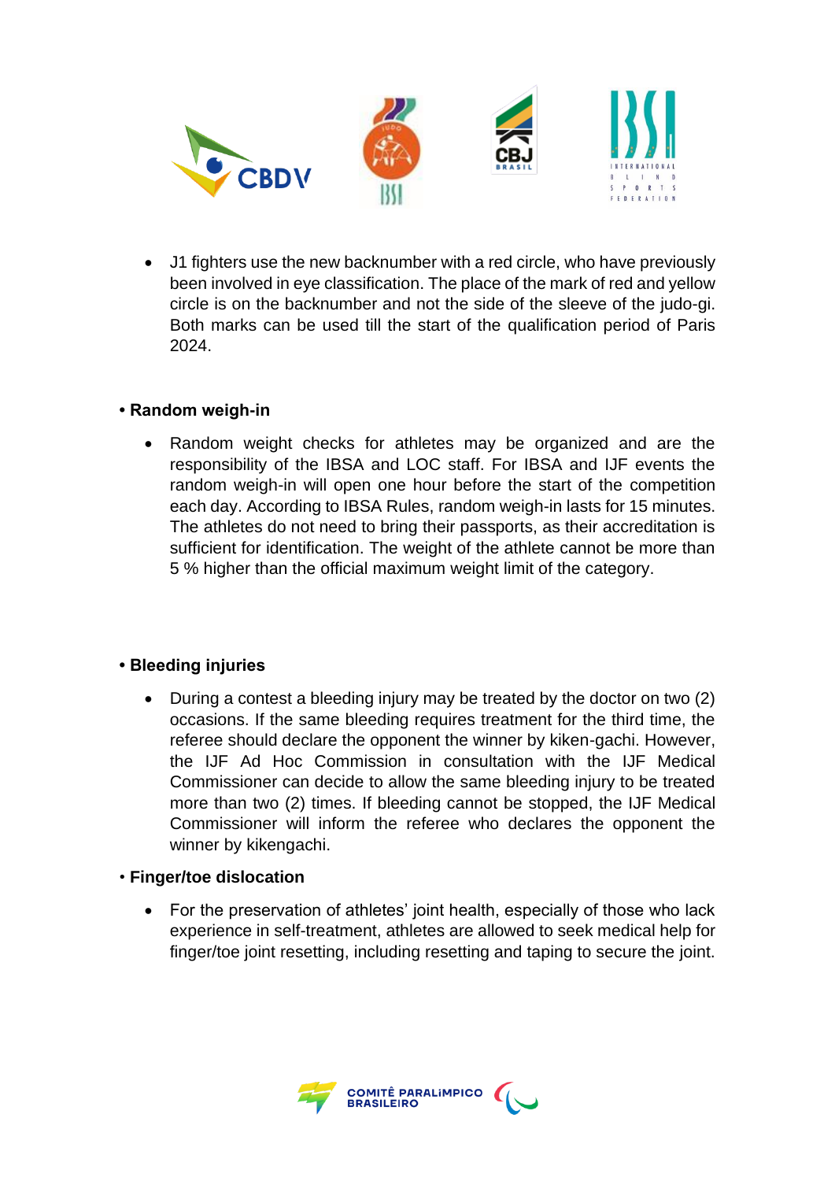- J1 fighters use the new backnumber with a red circle, who have previously been involved in eye classification. The place of the mark of red and yellow circle is on the backnumber and not the side of the sleeve of the judo-gi. Both marks can be used till the start of the qualification period of Paris 2024.

**• Random weigh-in**

- Random weight checks for athletes may be organized and are the responsibility of the IBSA and LOC staff. For IBSA and IJF events the random weigh-in will open one hour before the start of the competition each day. According to IBSA Rules, random weigh-in lasts for 15 minutes. The athletes do not need to bring their passports, as their accreditation is sufficient for identification. The weight of the athlete cannot be more than 5 % higher than the official maximum weight limit of the category.

**• Bleeding injuries**

- During a contest a bleeding injury may be treated by the doctor on two (2) occasions. If the same bleeding requires treatment for the third time, the referee should declare the opponent the winner by kiken-gachi. However, the IJF Ad Hoc Commission in consultation with the IJF Medical Commissioner can decide to allow the same bleeding injury to be treated more than two (2) times. If bleeding cannot be stopped, the IJF Medical Commissioner will inform the referee who declares the opponent the winner by kikengachi.

**• Finger/toe dislocation**

- For the preservation of athletes' joint health, especially of those who lack experience in self-treatment, athletes are allowed to seek medical help for finger/toe joint resetting, including resetting and taping to secure the joint.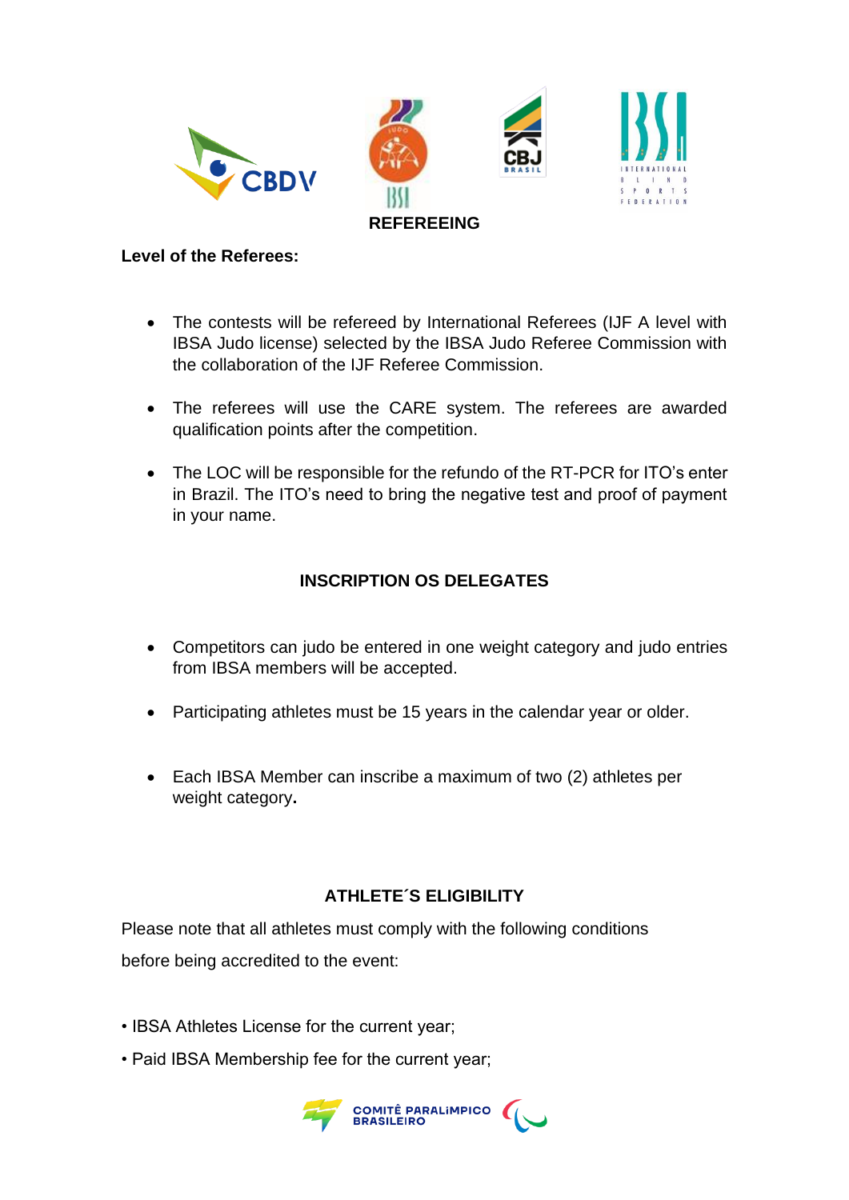## REFEREEING

**Level of the Referees:**

- The contests will be refereed by International Referees (IJF A level with IBSA Judo license) selected by the IBSA Judo Referee Commission with the collaboration of the IJF Referee Commission.
- The referees will use the CARE system. The referees are awarded qualification points after the competition.
- The LOC will be responsible for the refundo of the RT-PCR for ITO's enter in Brazil. The ITO's need to bring the negative test and proof of payment in your name.

## INSCRIPTION OS DELEGATES

- Competitors can judo be entered in one weight category and judo entries from IBSA members will be accepted.
- Participating athletes must be 15 years in the calendar year or older.
- Each IBSA Member can inscribe a maximum of two (2) athletes per weight category**.**

## ATHLETE´S ELIGIBILITY

Please note that all athletes must comply with the following conditions before being accredited to the event:

• IBSA Athletes License for the current year;

• Paid IBSA Membership fee for the current year;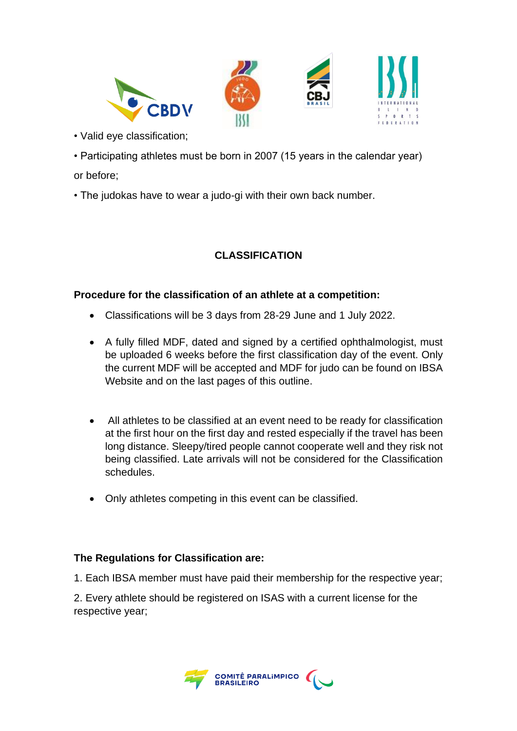• Valid eye classification;

• Participating athletes must be born in 2007 (15 years in the calendar year) or before;

• The judokas have to wear a judo-gi with their own back number.

## CLASSIFICATION

**Procedure for the classification of an athlete at a competition:**

- Classifications will be 3 days from 28-29 June and 1 July 2022.
- A fully filled MDF, dated and signed by a certified ophthalmologist, must be uploaded 6 weeks before the first classification day of the event. Only the current MDF will be accepted and MDF for judo can be found on IBSA Website and on the last pages of this outline.
- All athletes to be classified at an event need to be ready for classification at the first hour on the first day and rested especially if the travel has been long distance. Sleepy/tired people cannot cooperate well and they risk not being classified. Late arrivals will not be considered for the Classification schedules.
- Only athletes competing in this event can be classified.

**The Regulations for Classification are:**

1. Each IBSA member must have paid their membership for the respective year;

2. Every athlete should be registered on ISAS with a current license for the respective year;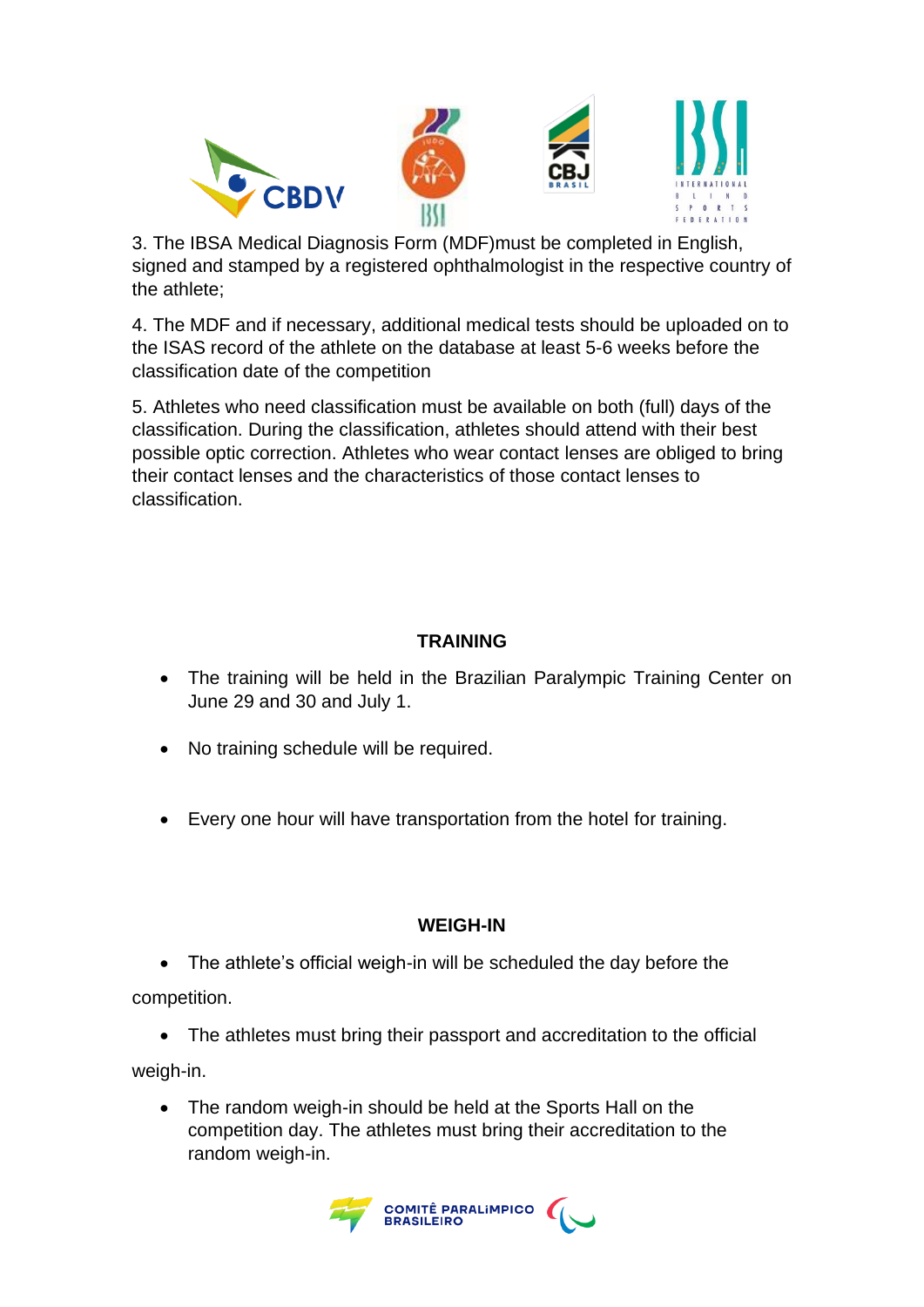3. The IBSA Medical Diagnosis Form (MDF)must be completed in English, signed and stamped by a registered ophthalmologist in the respective country of the athlete;

4. The MDF and if necessary, additional medical tests should be uploaded on to the ISAS record of the athlete on the database at least 5-6 weeks before the classification date of the competition

5. Athletes who need classification must be available on both (full) days of the classification. During the classification, athletes should attend with their best possible optic correction. Athletes who wear contact lenses are obliged to bring their contact lenses and the characteristics of those contact lenses to classification.

## TRAINING

- The training will be held in the Brazilian Paralympic Training Center on June 29 and 30 and July 1.
- No training schedule will be required.
- Every one hour will have transportation from the hotel for training.

## WEIGH-IN

- The athlete's official weigh-in will be scheduled the day before the competition.
- The athletes must bring their passport and accreditation to the official weigh-in.
- The random weigh-in should be held at the Sports Hall on the competition day. The athletes must bring their accreditation to the random weigh-in.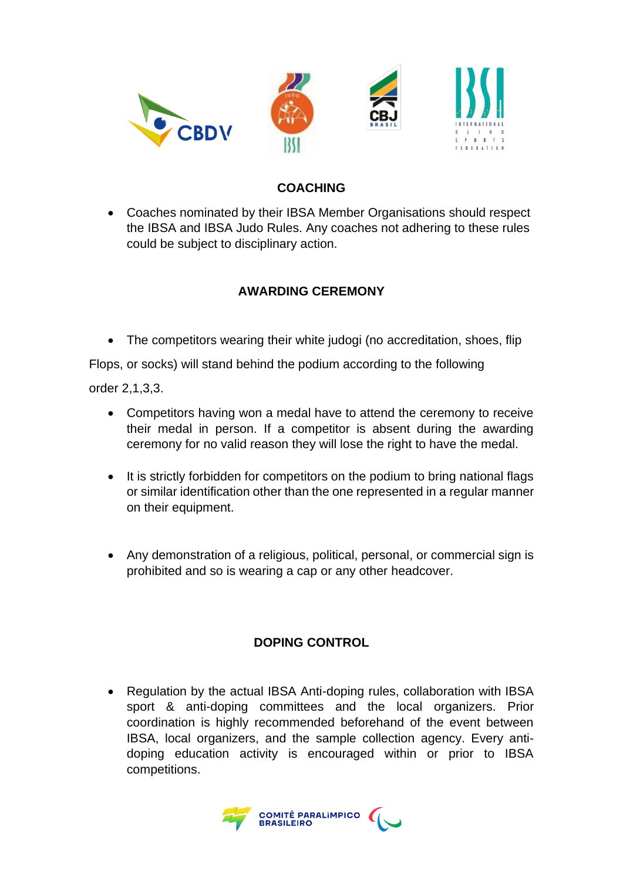## COACHING

- Coaches nominated by their IBSA Member Organisations should respect the IBSA and IBSA Judo Rules. Any coaches not adhering to these rules could be subject to disciplinary action.

## AWARDING CEREMONY

- The competitors wearing their white judogi (no accreditation, shoes, flip

Flops, or socks) will stand behind the podium according to the following

order 2,1,3,3.

- Competitors having won a medal have to attend the ceremony to receive their medal in person. If a competitor is absent during the awarding ceremony for no valid reason they will lose the right to have the medal.
- It is strictly forbidden for competitors on the podium to bring national flags or similar identification other than the one represented in a regular manner on their equipment.
- Any demonstration of a religious, political, personal, or commercial sign is prohibited and so is wearing a cap or any other headcover.

## DOPING CONTROL

- Regulation by the actual IBSA Anti-doping rules, collaboration with IBSA sport & anti-doping committees and the local organizers. Prior coordination is highly recommended beforehand of the event between IBSA, local organizers, and the sample collection agency. Every anti-doping education activity is encouraged within or prior to IBSA competitions.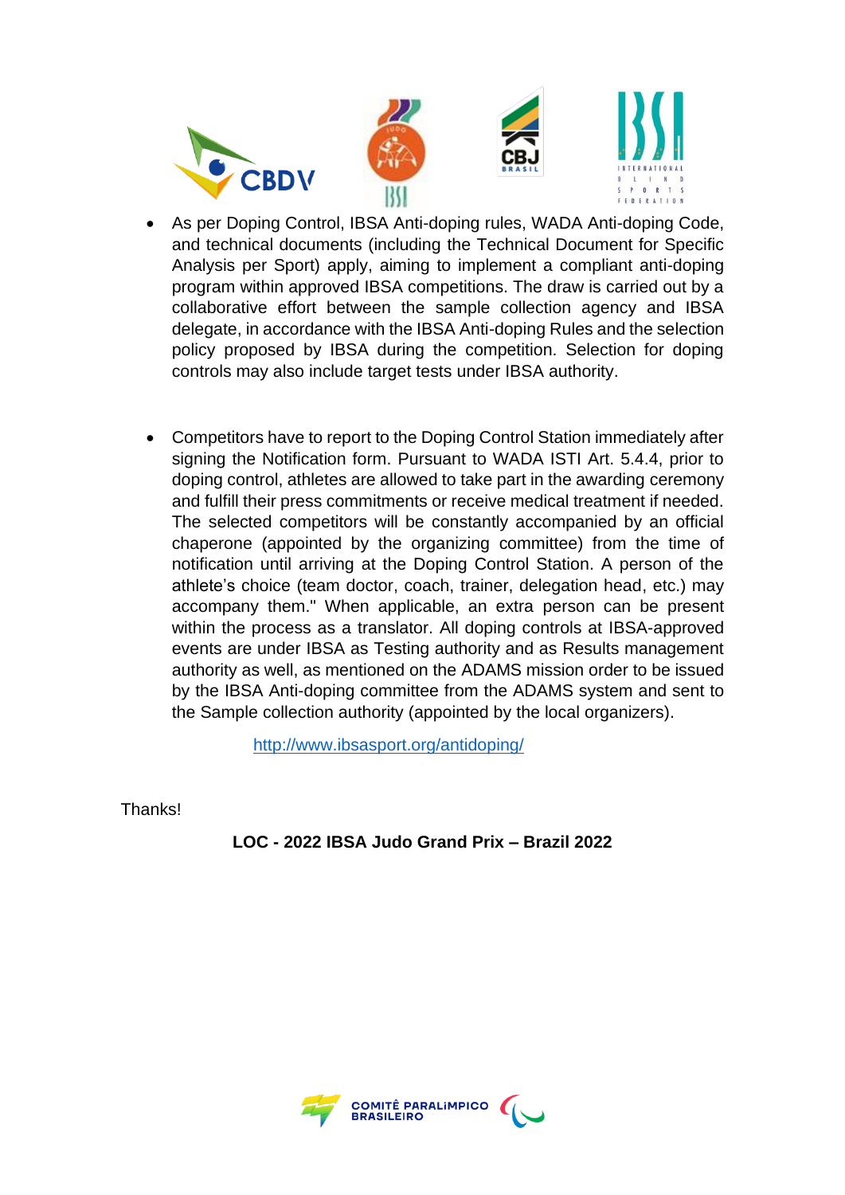- As per Doping Control, IBSA Anti-doping rules, WADA Anti-doping Code, and technical documents (including the Technical Document for Specific Analysis per Sport) apply, aiming to implement a compliant anti-doping program within approved IBSA competitions. The draw is carried out by a collaborative effort between the sample collection agency and IBSA delegate, in accordance with the IBSA Anti-doping Rules and the selection policy proposed by IBSA during the competition. Selection for doping controls may also include target tests under IBSA authority.

- Competitors have to report to the Doping Control Station immediately after signing the Notification form. Pursuant to WADA ISTI Art. 5.4.4, prior to doping control, athletes are allowed to take part in the awarding ceremony and fulfill their press commitments or receive medical treatment if needed. The selected competitors will be constantly accompanied by an official chaperone (appointed by the organizing committee) from the time of notification until arriving at the Doping Control Station. A person of the athlete's choice (team doctor, coach, trainer, delegation head, etc.) may accompany them." When applicable, an extra person can be present within the process as a translator. All doping controls at IBSA-approved events are under IBSA as Testing authority and as Results management authority as well, as mentioned on the ADAMS mission order to be issued by the IBSA Anti-doping committee from the ADAMS system and sent to the Sample collection authority (appointed by the local organizers).

  http://www.ibsasport.org/antidoping/

Thanks!

**LOC - 2022 IBSA Judo Grand Prix – Brazil 2022**